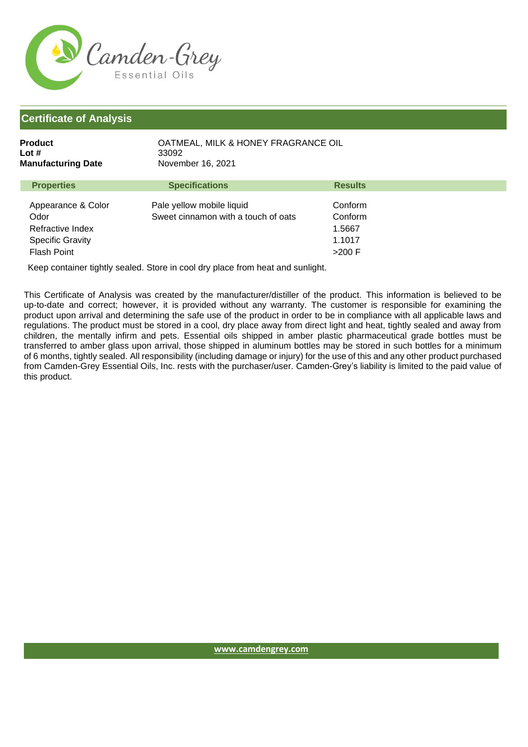Camden-Grey
Essential Oils

## Certificate of Analysis

**Product** OATMEAL, MILK & HONEY FRAGRANCE OIL
**Lot #** 33092
**Manufacturing Date** November 16, 2021

| Properties | Specifications | Results |
|---|---|---|
| Appearance & Color | Pale yellow mobile liquid | Conform |
| Odor | Sweet cinnamon with a touch of oats | Conform |
| Refractive Index | | 1.5667 |
| Specific Gravity | | 1.1017 |
| Flash Point | | >200 F |

Keep container tightly sealed. Store in cool dry place from heat and sunlight.

This Certificate of Analysis was created by the manufacturer/distiller of the product. This information is believed to be up-to-date and correct; however, it is provided without any warranty. The customer is responsible for examining the product upon arrival and determining the safe use of the product in order to be in compliance with all applicable laws and regulations. The product must be stored in a cool, dry place away from direct light and heat, tightly sealed and away from children, the mentally infirm and pets. Essential oils shipped in amber plastic pharmaceutical grade bottles must be transferred to amber glass upon arrival, those shipped in aluminum bottles may be stored in such bottles for a minimum of 6 months, tightly sealed. All responsibility (including damage or injury) for the use of this and any other product purchased from Camden-Grey Essential Oils, Inc. rests with the purchaser/user. Camden-Grey's liability is limited to the paid value of this product.

www.camdengrey.com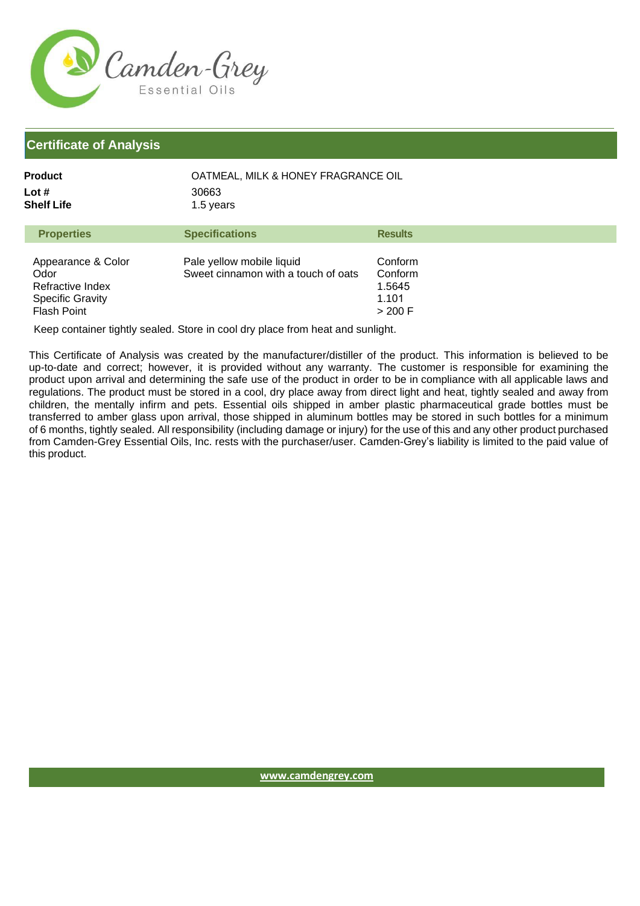Camden-Grey
Essential Oils

## Certificate of Analysis

**Product** OATMEAL, MILK & HONEY FRAGRANCE OIL
**Lot #** 30663
**Shelf Life** 1.5 years

| Properties | Specifications | Results |
|---|---|---|
| Appearance & Color | Pale yellow mobile liquid | Conform |
| Odor | Sweet cinnamon with a touch of oats | Conform |
| Refractive Index | | 1.5645 |
| Specific Gravity | | 1.101 |
| Flash Point | | > 200 F |

Keep container tightly sealed. Store in cool dry place from heat and sunlight.

This Certificate of Analysis was created by the manufacturer/distiller of the product. This information is believed to be up-to-date and correct; however, it is provided without any warranty. The customer is responsible for examining the product upon arrival and determining the safe use of the product in order to be in compliance with all applicable laws and regulations. The product must be stored in a cool, dry place away from direct light and heat, tightly sealed and away from children, the mentally infirm and pets. Essential oils shipped in amber plastic pharmaceutical grade bottles must be transferred to amber glass upon arrival, those shipped in aluminum bottles may be stored in such bottles for a minimum of 6 months, tightly sealed. All responsibility (including damage or injury) for the use of this and any other product purchased from Camden-Grey Essential Oils, Inc. rests with the purchaser/user. Camden-Grey's liability is limited to the paid value of this product.

www.camdengrey.com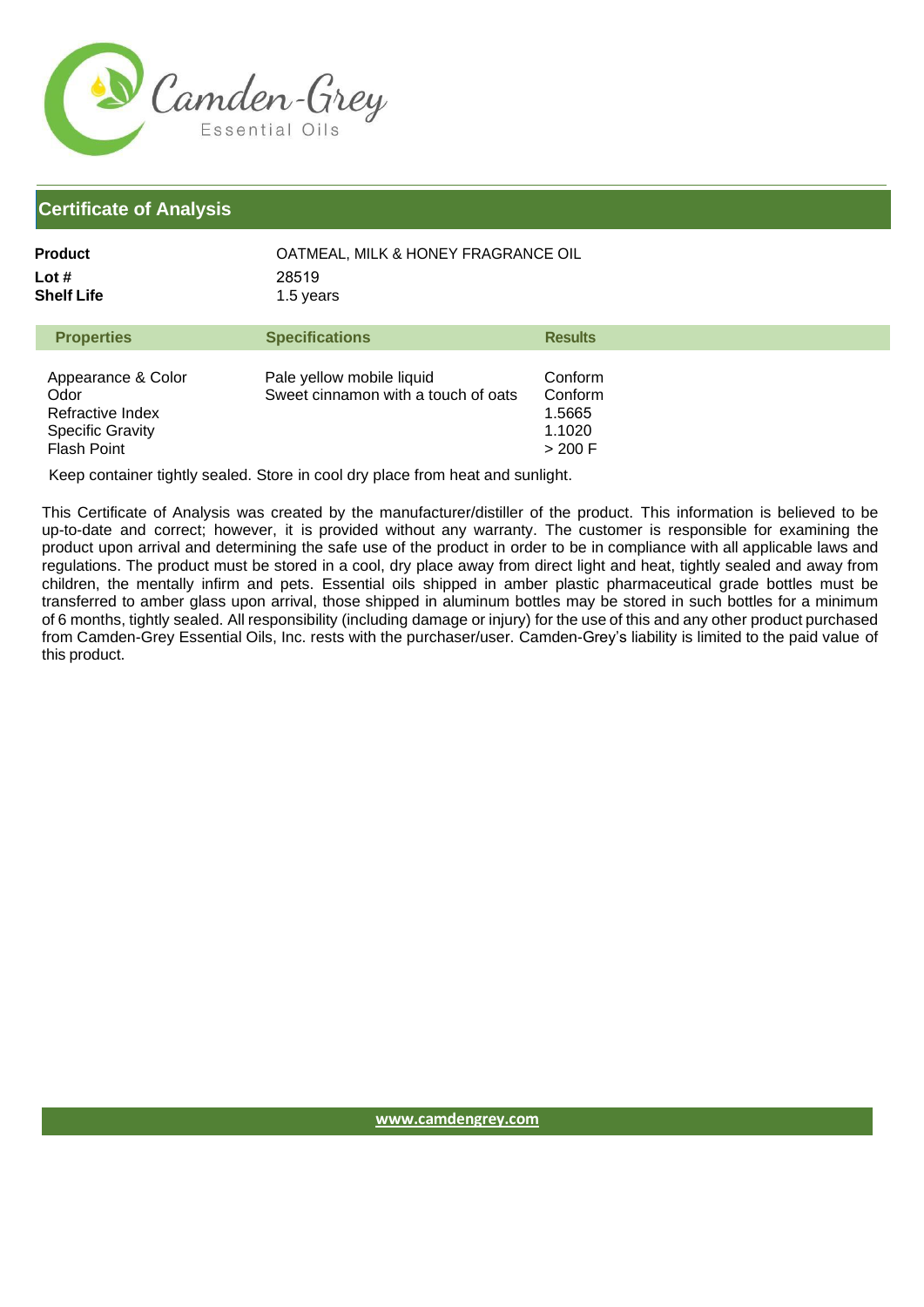Camden-Grey
Essential Oils

## Certificate of Analysis

**Product** OATMEAL, MILK & HONEY FRAGRANCE OIL
**Lot #** 28519
**Shelf Life** 1.5 years

| Properties | Specifications | Results |
|---|---|---|
| Appearance & Color | Pale yellow mobile liquid | Conform |
| Odor | Sweet cinnamon with a touch of oats | Conform |
| Refractive Index | | 1.5665 |
| Specific Gravity | | 1.1020 |
| Flash Point | | > 200 F |

Keep container tightly sealed. Store in cool dry place from heat and sunlight.

This Certificate of Analysis was created by the manufacturer/distiller of the product. This information is believed to be up-to-date and correct; however, it is provided without any warranty. The customer is responsible for examining the product upon arrival and determining the safe use of the product in order to be in compliance with all applicable laws and regulations. The product must be stored in a cool, dry place away from direct light and heat, tightly sealed and away from children, the mentally infirm and pets. Essential oils shipped in amber plastic pharmaceutical grade bottles must be transferred to amber glass upon arrival, those shipped in aluminum bottles may be stored in such bottles for a minimum of 6 months, tightly sealed. All responsibility (including damage or injury) for the use of this and any other product purchased from Camden-Grey Essential Oils, Inc. rests with the purchaser/user. Camden-Grey's liability is limited to the paid value of this product.

www.camdengrey.com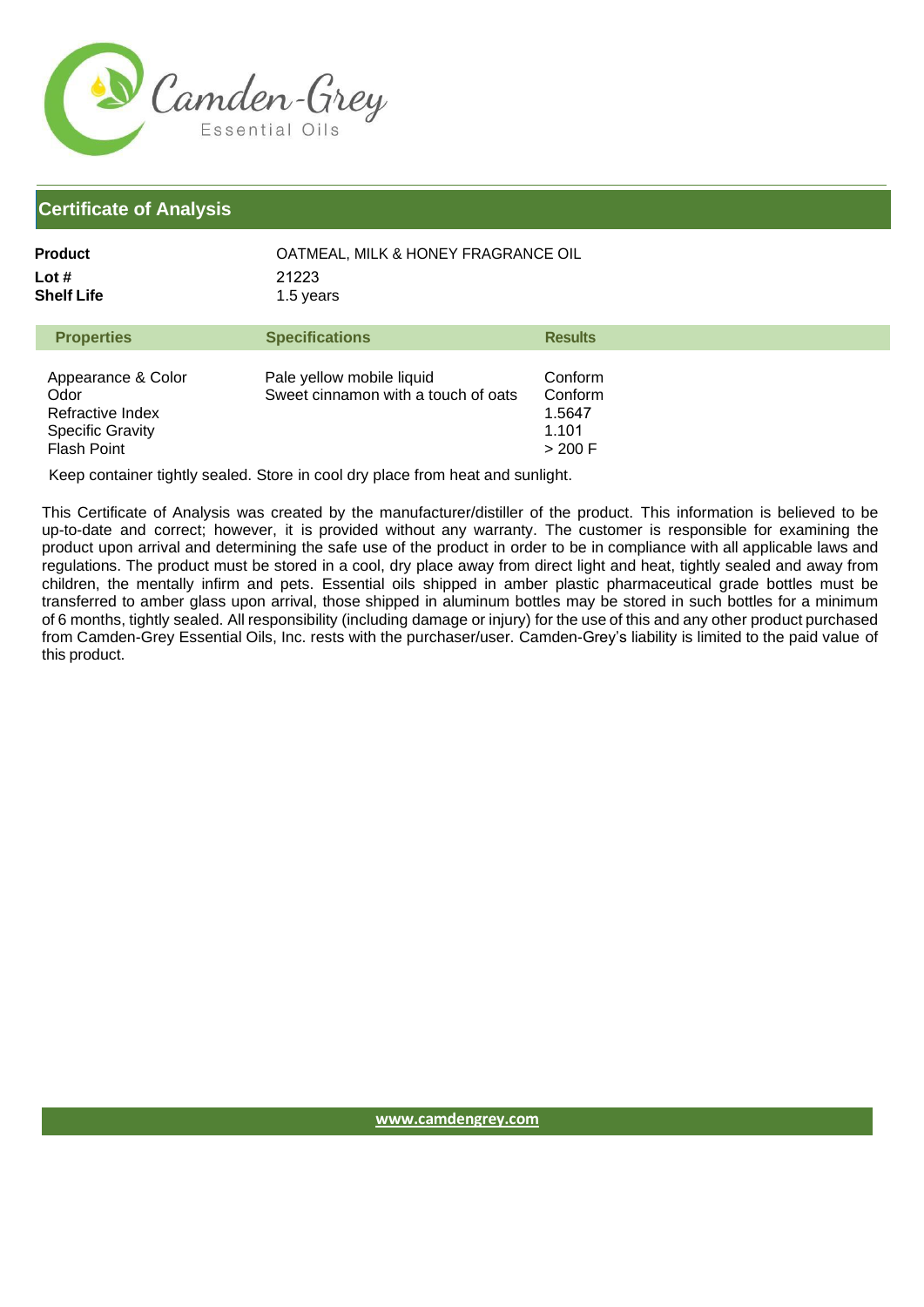Camden-Grey Essential Oils

## Certificate of Analysis

**Product** OATMEAL, MILK & HONEY FRAGRANCE OIL
**Lot #** 21223
**Shelf Life** 1.5 years

| Properties | Specifications | Results |
|---|---|---|
| Appearance & Color | Pale yellow mobile liquid | Conform |
| Odor | Sweet cinnamon with a touch of oats | Conform |
| Refractive Index | | 1.5647 |
| Specific Gravity | | 1.101 |
| Flash Point | | > 200 F |

Keep container tightly sealed. Store in cool dry place from heat and sunlight.

This Certificate of Analysis was created by the manufacturer/distiller of the product. This information is believed to be up-to-date and correct; however, it is provided without any warranty. The customer is responsible for examining the product upon arrival and determining the safe use of the product in order to be in compliance with all applicable laws and regulations. The product must be stored in a cool, dry place away from direct light and heat, tightly sealed and away from children, the mentally infirm and pets. Essential oils shipped in amber plastic pharmaceutical grade bottles must be transferred to amber glass upon arrival, those shipped in aluminum bottles may be stored in such bottles for a minimum of 6 months, tightly sealed. All responsibility (including damage or injury) for the use of this and any other product purchased from Camden-Grey Essential Oils, Inc. rests with the purchaser/user. Camden-Grey's liability is limited to the paid value of this product.

www.camdengrey.com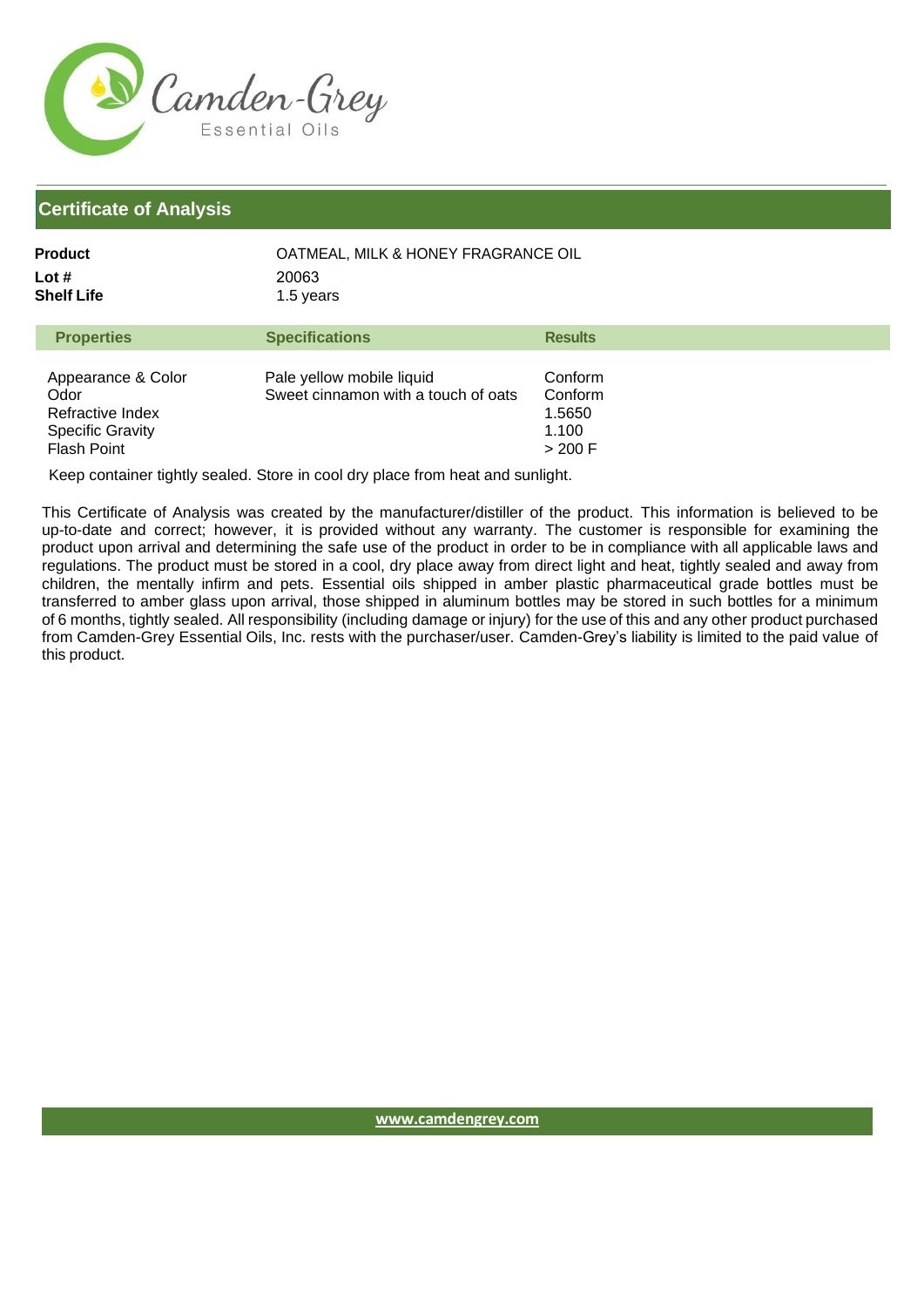Camden-Grey
Essential Oils

## Certificate of Analysis

**Product** OATMEAL, MILK & HONEY FRAGRANCE OIL
**Lot #** 20063
**Shelf Life** 1.5 years

| Properties | Specifications | Results |
|---|---|---|
| Appearance & Color | Pale yellow mobile liquid | Conform |
| Odor | Sweet cinnamon with a touch of oats | Conform |
| Refractive Index | | 1.5650 |
| Specific Gravity | | 1.100 |
| Flash Point | | > 200 F |

Keep container tightly sealed. Store in cool dry place from heat and sunlight.

This Certificate of Analysis was created by the manufacturer/distiller of the product. This information is believed to be up-to-date and correct; however, it is provided without any warranty. The customer is responsible for examining the product upon arrival and determining the safe use of the product in order to be in compliance with all applicable laws and regulations. The product must be stored in a cool, dry place away from direct light and heat, tightly sealed and away from children, the mentally infirm and pets. Essential oils shipped in amber plastic pharmaceutical grade bottles must be transferred to amber glass upon arrival, those shipped in aluminum bottles may be stored in such bottles for a minimum of 6 months, tightly sealed. All responsibility (including damage or injury) for the use of this and any other product purchased from Camden-Grey Essential Oils, Inc. rests with the purchaser/user. Camden-Grey's liability is limited to the paid value of this product.

www.camdengrey.com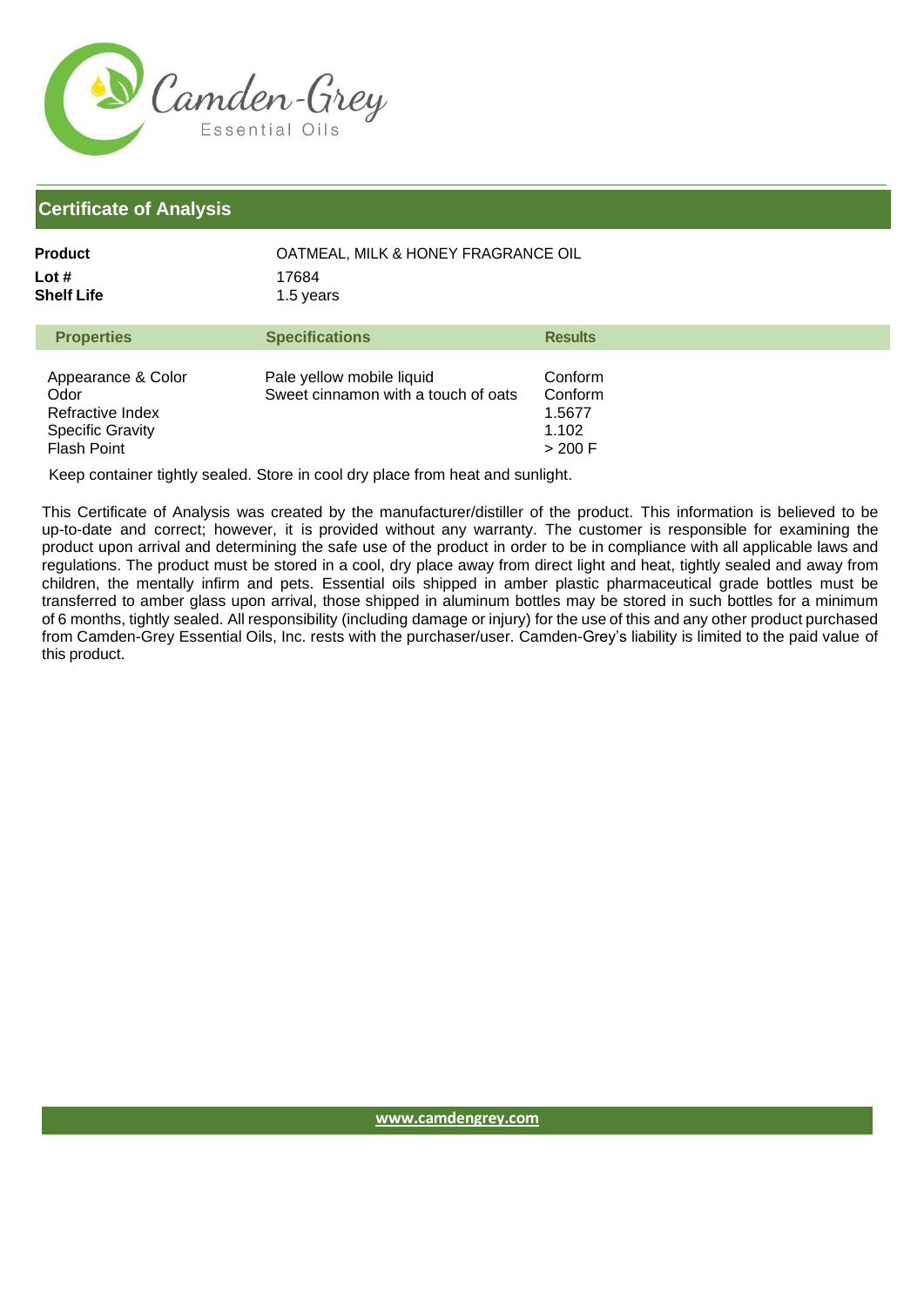Camden-Grey
Essential Oils

## Certificate of Analysis

| | |
|---|---|
| **Product** | OATMEAL, MILK & HONEY FRAGRANCE OIL |
| **Lot #** | 17684 |
| **Shelf Life** | 1.5 years |

| Properties | Specifications | Results |
|---|---|---|
| Appearance & Color | Pale yellow mobile liquid | Conform |
| Odor | Sweet cinnamon with a touch of oats | Conform |
| Refractive Index | | 1.5677 |
| Specific Gravity | | 1.102 |
| Flash Point | | > 200 F |

Keep container tightly sealed. Store in cool dry place from heat and sunlight.

This Certificate of Analysis was created by the manufacturer/distiller of the product. This information is believed to be up-to-date and correct; however, it is provided without any warranty. The customer is responsible for examining the product upon arrival and determining the safe use of the product in order to be in compliance with all applicable laws and regulations. The product must be stored in a cool, dry place away from direct light and heat, tightly sealed and away from children, the mentally infirm and pets. Essential oils shipped in amber plastic pharmaceutical grade bottles must be transferred to amber glass upon arrival, those shipped in aluminum bottles may be stored in such bottles for a minimum of 6 months, tightly sealed. All responsibility (including damage or injury) for the use of this and any other product purchased from Camden-Grey Essential Oils, Inc. rests with the purchaser/user. Camden-Grey's liability is limited to the paid value of this product.

www.camdengrey.com